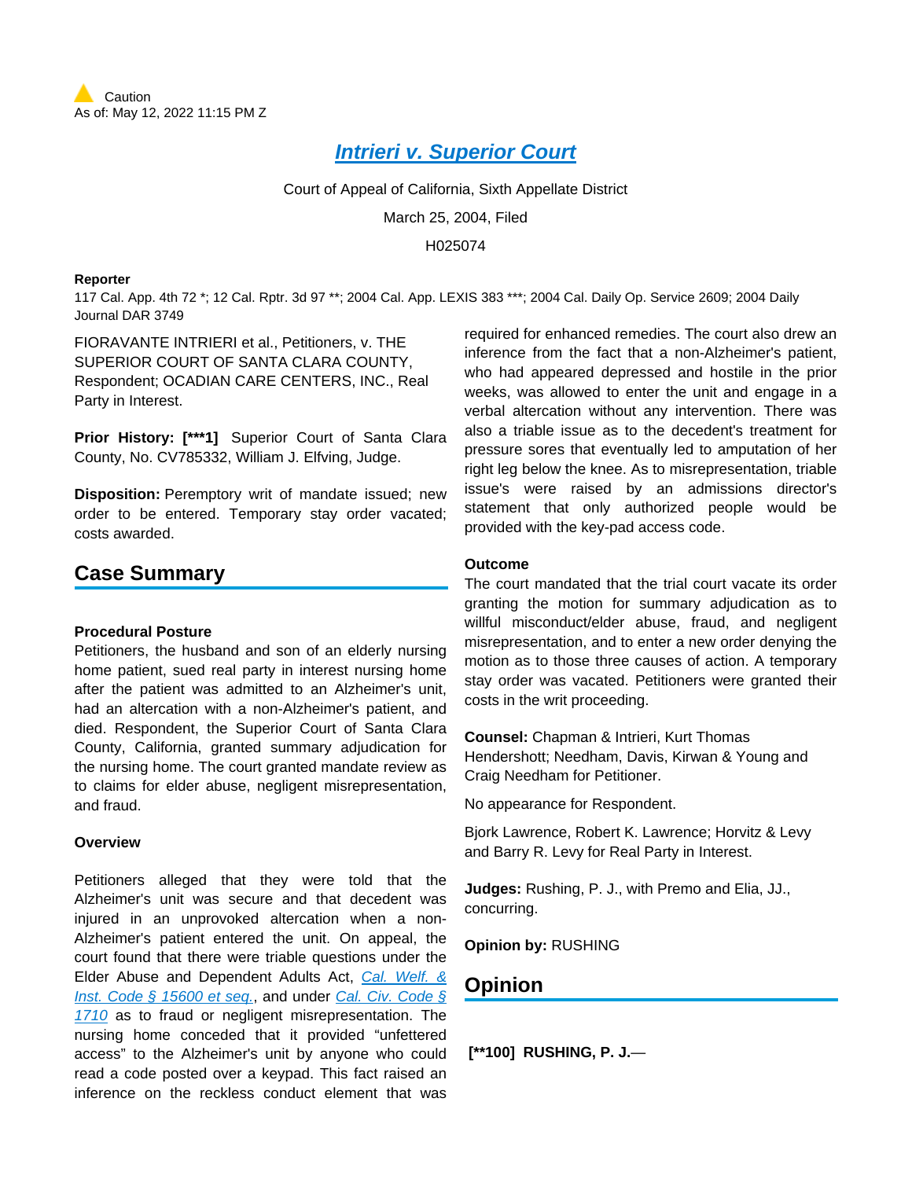Caution
As of: May 12, 2022 11:15 PM Z

# Intrieri v. Superior Court

Court of Appeal of California, Sixth Appellate District

March 25, 2004, Filed

H025074

**Reporter**

117 Cal. App. 4th 72 *; 12 Cal. Rptr. 3d 97 **; 2004 Cal. App. LEXIS 383 ***; 2004 Cal. Daily Op. Service 2609; 2004 Daily Journal DAR 3749

FIORAVANTE INTRIERI et al., Petitioners, v. THE SUPERIOR COURT OF SANTA CLARA COUNTY, Respondent; OCADIAN CARE CENTERS, INC., Real Party in Interest.

**Prior History: [***1]** Superior Court of Santa Clara County, No. CV785332, William J. Elfving, Judge.

**Disposition:** Peremptory writ of mandate issued; new order to be entered. Temporary stay order vacated; costs awarded.

## Case Summary

### Procedural Posture

Petitioners, the husband and son of an elderly nursing home patient, sued real party in interest nursing home after the patient was admitted to an Alzheimer's unit, had an altercation with a non-Alzheimer's patient, and died. Respondent, the Superior Court of Santa Clara County, California, granted summary adjudication for the nursing home. The court granted mandate review as to claims for elder abuse, negligent misrepresentation, and fraud.

### Overview

Petitioners alleged that they were told that the Alzheimer's unit was secure and that decedent was injured in an unprovoked altercation when a non-Alzheimer's patient entered the unit. On appeal, the court found that there were triable questions under the Elder Abuse and Dependent Adults Act, Cal. Welf. & Inst. Code § 15600 et seq., and under Cal. Civ. Code § 1710 as to fraud or negligent misrepresentation. The nursing home conceded that it provided "unfettered access" to the Alzheimer's unit by anyone who could read a code posted over a keypad. This fact raised an inference on the reckless conduct element that was required for enhanced remedies. The court also drew an inference from the fact that a non-Alzheimer's patient, who had appeared depressed and hostile in the prior weeks, was allowed to enter the unit and engage in a verbal altercation without any intervention. There was also a triable issue as to the decedent's treatment for pressure sores that eventually led to amputation of her right leg below the knee. As to misrepresentation, triable issue's were raised by an admissions director's statement that only authorized people would be provided with the key-pad access code.

### Outcome

The court mandated that the trial court vacate its order granting the motion for summary adjudication as to willful misconduct/elder abuse, fraud, and negligent misrepresentation, and to enter a new order denying the motion as to those three causes of action. A temporary stay order was vacated. Petitioners were granted their costs in the writ proceeding.

**Counsel:** Chapman & Intrieri, Kurt Thomas Hendershott; Needham, Davis, Kirwan & Young and Craig Needham for Petitioner.

No appearance for Respondent.

Bjork Lawrence, Robert K. Lawrence; Horvitz & Levy and Barry R. Levy for Real Party in Interest.

**Judges:** Rushing, P. J., with Premo and Elia, JJ., concurring.

**Opinion by:** RUSHING

## Opinion

**[**100] RUSHING, P. J.**—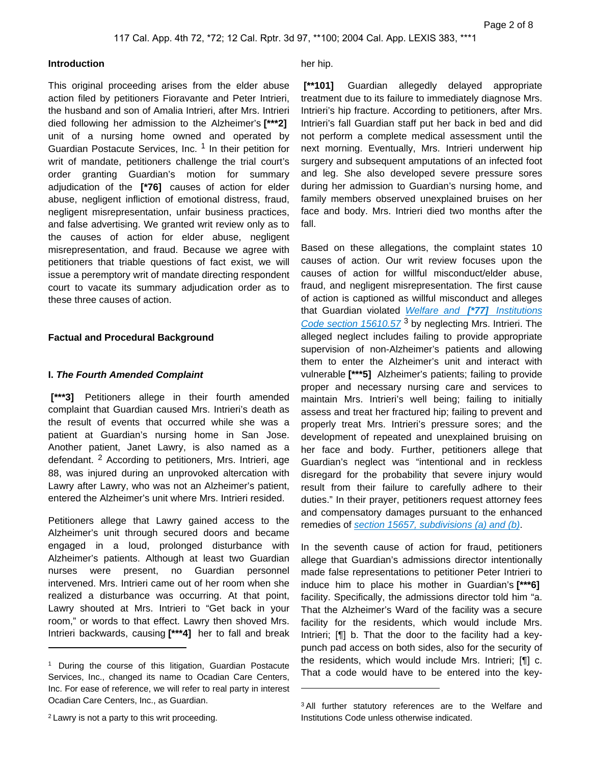## Introduction

This original proceeding arises from the elder abuse action filed by petitioners Fioravante and Peter Intrieri, the husband and son of Amalia Intrieri, after Mrs. Intrieri died following her admission to the Alzheimer's **[***2]** unit of a nursing home owned and operated by Guardian Postacute Services, Inc. [1] In their petition for writ of mandate, petitioners challenge the trial court's order granting Guardian's motion for summary adjudication of the **[*76]** causes of action for elder abuse, negligent infliction of emotional distress, fraud, negligent misrepresentation, unfair business practices, and false advertising. We granted writ review only as to the causes of action for elder abuse, negligent misrepresentation, and fraud. Because we agree with petitioners that triable questions of fact exist, we will issue a peremptory writ of mandate directing respondent court to vacate its summary adjudication order as to these three causes of action.

## Factual and Procedural Background

### I. *The Fourth Amended Complaint*

**[***3]** Petitioners allege in their fourth amended complaint that Guardian caused Mrs. Intrieri's death as the result of events that occurred while she was a patient at Guardian's nursing home in San Jose. Another patient, Janet Lawry, is also named as a defendant. [2] According to petitioners, Mrs. Intrieri, age 88, was injured during an unprovoked altercation with Lawry after Lawry, who was not an Alzheimer's patient, entered the Alzheimer's unit where Mrs. Intrieri resided.

Petitioners allege that Lawry gained access to the Alzheimer's unit through secured doors and became engaged in a loud, prolonged disturbance with Alzheimer's patients. Although at least two Guardian nurses were present, no Guardian personnel intervened. Mrs. Intrieri came out of her room when she realized a disturbance was occurring. At that point, Lawry shouted at Mrs. Intrieri to "Get back in your room," or words to that effect. Lawry then shoved Mrs. Intrieri backwards, causing **[***4]** her to fall and break her hip.

**[**101]** Guardian allegedly delayed appropriate treatment due to its failure to immediately diagnose Mrs. Intrieri's hip fracture. According to petitioners, after Mrs. Intrieri's fall Guardian staff put her back in bed and did not perform a complete medical assessment until the next morning. Eventually, Mrs. Intrieri underwent hip surgery and subsequent amputations of an infected foot and leg. She also developed severe pressure sores during her admission to Guardian's nursing home, and family members observed unexplained bruises on her face and body. Mrs. Intrieri died two months after the fall.

Based on these allegations, the complaint states 10 causes of action. Our writ review focuses upon the causes of action for willful misconduct/elder abuse, fraud, and negligent misrepresentation. The first cause of action is captioned as willful misconduct and alleges that Guardian violated *Welfare and **[*77]** Institutions Code section 15610.57* [3] by neglecting Mrs. Intrieri. The alleged neglect includes failing to provide appropriate supervision of non-Alzheimer's patients and allowing them to enter the Alzheimer's unit and interact with vulnerable **[***5]** Alzheimer's patients; failing to provide proper and necessary nursing care and services to maintain Mrs. Intrieri's well being; failing to initially assess and treat her fractured hip; failing to prevent and properly treat Mrs. Intrieri's pressure sores; and the development of repeated and unexplained bruising on her face and body. Further, petitioners allege that Guardian's neglect was "intentional and in reckless disregard for the probability that severe injury would result from their failure to carefully adhere to their duties." In their prayer, petitioners request attorney fees and compensatory damages pursuant to the enhanced remedies of *section 15657, subdivisions (a) and (b)*.

In the seventh cause of action for fraud, petitioners allege that Guardian's admissions director intentionally made false representations to petitioner Peter Intrieri to induce him to place his mother in Guardian's **[***6]** facility. Specifically, the admissions director told him "a. That the Alzheimer's Ward of the facility was a secure facility for the residents, which would include Mrs. Intrieri; [¶] b. That the door to the facility had a key-punch pad access on both sides, also for the security of the residents, which would include Mrs. Intrieri; [¶] c. That a code would have to be entered into the key-

---

[1] During the course of this litigation, Guardian Postacute Services, Inc., changed its name to Ocadian Care Centers, Inc. For ease of reference, we will refer to real party in interest Ocadian Care Centers, Inc., as Guardian.

[2] Lawry is not a party to this writ proceeding.

[3] All further statutory references are to the Welfare and Institutions Code unless otherwise indicated.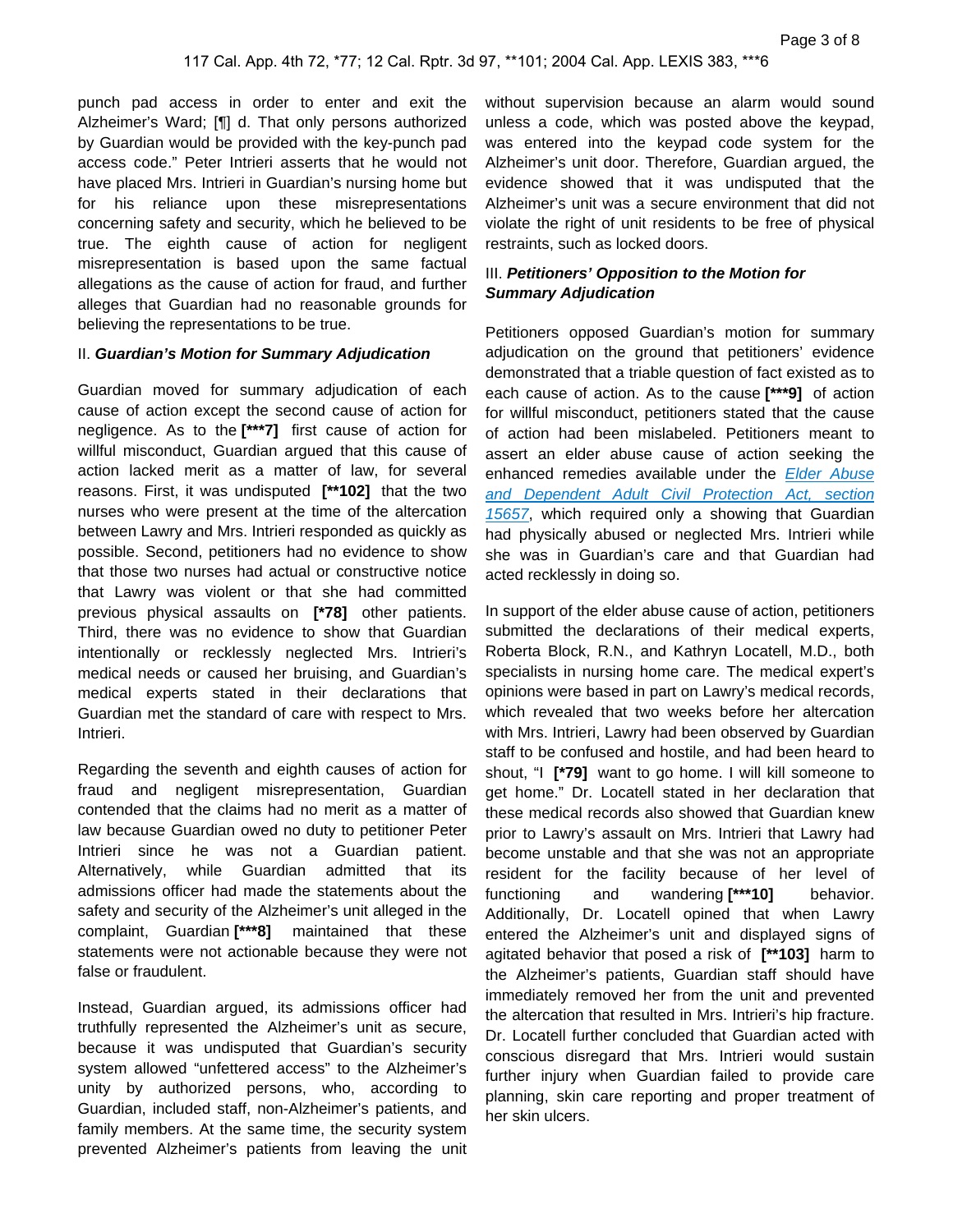punch pad access in order to enter and exit the Alzheimer's Ward; [¶] d. That only persons authorized by Guardian would be provided with the key-punch pad access code." Peter Intrieri asserts that he would not have placed Mrs. Intrieri in Guardian's nursing home but for his reliance upon these misrepresentations concerning safety and security, which he believed to be true. The eighth cause of action for negligent misrepresentation is based upon the same factual allegations as the cause of action for fraud, and further alleges that Guardian had no reasonable grounds for believing the representations to be true.

### II. ***Guardian's Motion for Summary Adjudication***

Guardian moved for summary adjudication of each cause of action except the second cause of action for negligence. As to the **[\*\*\*7]** first cause of action for willful misconduct, Guardian argued that this cause of action lacked merit as a matter of law, for several reasons. First, it was undisputed **[\*\*102]** that the two nurses who were present at the time of the altercation between Lawry and Mrs. Intrieri responded as quickly as possible. Second, petitioners had no evidence to show that those two nurses had actual or constructive notice that Lawry was violent or that she had committed previous physical assaults on **[\*78]** other patients. Third, there was no evidence to show that Guardian intentionally or recklessly neglected Mrs. Intrieri's medical needs or caused her bruising, and Guardian's medical experts stated in their declarations that Guardian met the standard of care with respect to Mrs. Intrieri.

Regarding the seventh and eighth causes of action for fraud and negligent misrepresentation, Guardian contended that the claims had no merit as a matter of law because Guardian owed no duty to petitioner Peter Intrieri since he was not a Guardian patient. Alternatively, while Guardian admitted that its admissions officer had made the statements about the safety and security of the Alzheimer's unit alleged in the complaint, Guardian **[\*\*\*8]** maintained that these statements were not actionable because they were not false or fraudulent.

Instead, Guardian argued, its admissions officer had truthfully represented the Alzheimer's unit as secure, because it was undisputed that Guardian's security system allowed "unfettered access" to the Alzheimer's unity by authorized persons, who, according to Guardian, included staff, non-Alzheimer's patients, and family members. At the same time, the security system prevented Alzheimer's patients from leaving the unit without supervision because an alarm would sound unless a code, which was posted above the keypad, was entered into the keypad code system for the Alzheimer's unit door. Therefore, Guardian argued, the evidence showed that it was undisputed that the Alzheimer's unit was a secure environment that did not violate the right of unit residents to be free of physical restraints, such as locked doors.

### III. ***Petitioners' Opposition to the Motion for Summary Adjudication***

Petitioners opposed Guardian's motion for summary adjudication on the ground that petitioners' evidence demonstrated that a triable question of fact existed as to each cause of action. As to the cause **[\*\*\*9]** of action for willful misconduct, petitioners stated that the cause of action had been mislabeled. Petitioners meant to assert an elder abuse cause of action seeking the enhanced remedies available under the *Elder Abuse and Dependent Adult Civil Protection Act, section 15657*, which required only a showing that Guardian had physically abused or neglected Mrs. Intrieri while she was in Guardian's care and that Guardian had acted recklessly in doing so.

In support of the elder abuse cause of action, petitioners submitted the declarations of their medical experts, Roberta Block, R.N., and Kathryn Locatell, M.D., both specialists in nursing home care. The medical expert's opinions were based in part on Lawry's medical records, which revealed that two weeks before her altercation with Mrs. Intrieri, Lawry had been observed by Guardian staff to be confused and hostile, and had been heard to shout, "I **[\*79]** want to go home. I will kill someone to get home." Dr. Locatell stated in her declaration that these medical records also showed that Guardian knew prior to Lawry's assault on Mrs. Intrieri that Lawry had become unstable and that she was not an appropriate resident for the facility because of her level of functioning and wandering **[\*\*\*10]** behavior. Additionally, Dr. Locatell opined that when Lawry entered the Alzheimer's unit and displayed signs of agitated behavior that posed a risk of **[\*\*103]** harm to the Alzheimer's patients, Guardian staff should have immediately removed her from the unit and prevented the altercation that resulted in Mrs. Intrieri's hip fracture. Dr. Locatell further concluded that Guardian acted with conscious disregard that Mrs. Intrieri would sustain further injury when Guardian failed to provide care planning, skin care reporting and proper treatment of her skin ulcers.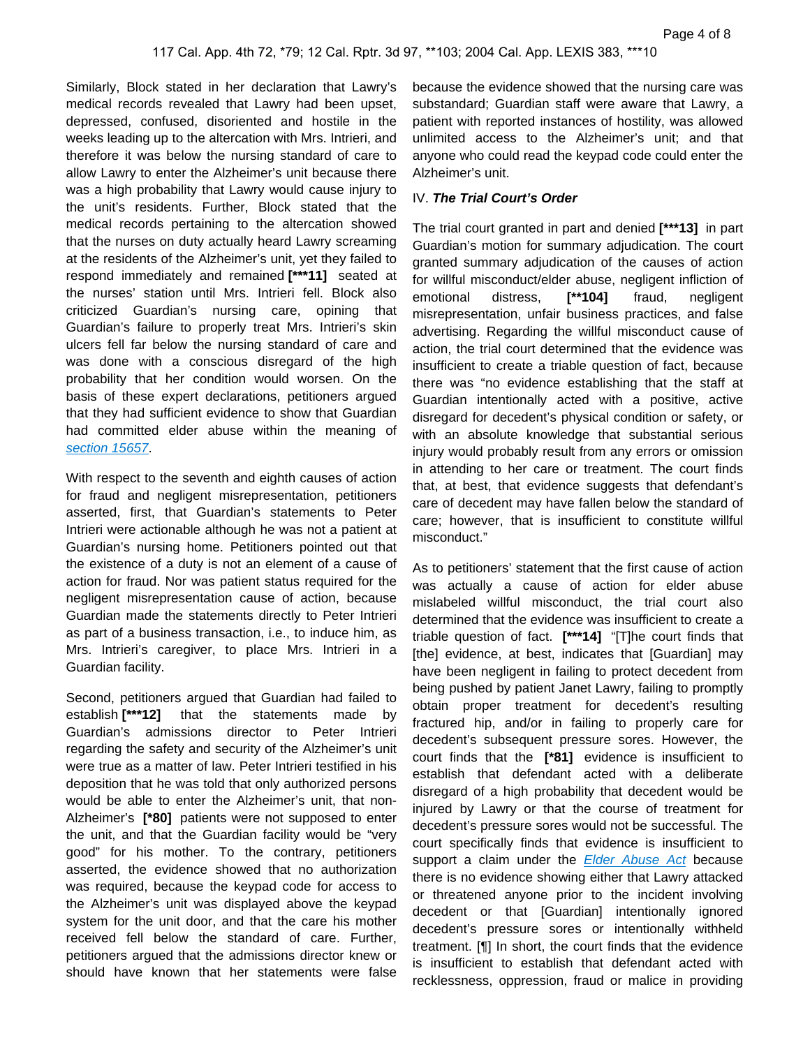Similarly, Block stated in her declaration that Lawry's medical records revealed that Lawry had been upset, depressed, confused, disoriented and hostile in the weeks leading up to the altercation with Mrs. Intrieri, and therefore it was below the nursing standard of care to allow Lawry to enter the Alzheimer's unit because there was a high probability that Lawry would cause injury to the unit's residents. Further, Block stated that the medical records pertaining to the altercation showed that the nurses on duty actually heard Lawry screaming at the residents of the Alzheimer's unit, yet they failed to respond immediately and remained **[\*\*\*11]** seated at the nurses' station until Mrs. Intrieri fell. Block also criticized Guardian's nursing care, opining that Guardian's failure to properly treat Mrs. Intrieri's skin ulcers fell far below the nursing standard of care and was done with a conscious disregard of the high probability that her condition would worsen. On the basis of these expert declarations, petitioners argued that they had sufficient evidence to show that Guardian had committed elder abuse within the meaning of section 15657.

With respect to the seventh and eighth causes of action for fraud and negligent misrepresentation, petitioners asserted, first, that Guardian's statements to Peter Intrieri were actionable although he was not a patient at Guardian's nursing home. Petitioners pointed out that the existence of a duty is not an element of a cause of action for fraud. Nor was patient status required for the negligent misrepresentation cause of action, because Guardian made the statements directly to Peter Intrieri as part of a business transaction, i.e., to induce him, as Mrs. Intrieri's caregiver, to place Mrs. Intrieri in a Guardian facility.

Second, petitioners argued that Guardian had failed to establish **[\*\*\*12]** that the statements made by Guardian's admissions director to Peter Intrieri regarding the safety and security of the Alzheimer's unit were true as a matter of law. Peter Intrieri testified in his deposition that he was told that only authorized persons would be able to enter the Alzheimer's unit, that non-Alzheimer's **[\*80]** patients were not supposed to enter the unit, and that the Guardian facility would be "very good" for his mother. To the contrary, petitioners asserted, the evidence showed that no authorization was required, because the keypad code for access to the Alzheimer's unit was displayed above the keypad system for the unit door, and that the care his mother received fell below the standard of care. Further, petitioners argued that the admissions director knew or should have known that her statements were false because the evidence showed that the nursing care was substandard; Guardian staff were aware that Lawry, a patient with reported instances of hostility, was allowed unlimited access to the Alzheimer's unit; and that anyone who could read the keypad code could enter the Alzheimer's unit.

### IV. *The Trial Court's Order*

The trial court granted in part and denied **[\*\*\*13]** in part Guardian's motion for summary adjudication. The court granted summary adjudication of the causes of action for willful misconduct/elder abuse, negligent infliction of emotional distress, **[\*\*104]** fraud, negligent misrepresentation, unfair business practices, and false advertising. Regarding the willful misconduct cause of action, the trial court determined that the evidence was insufficient to create a triable question of fact, because there was "no evidence establishing that the staff at Guardian intentionally acted with a positive, active disregard for decedent's physical condition or safety, or with an absolute knowledge that substantial serious injury would probably result from any errors or omission in attending to her care or treatment. The court finds that, at best, that evidence suggests that defendant's care of decedent may have fallen below the standard of care; however, that is insufficient to constitute willful misconduct."

As to petitioners' statement that the first cause of action was actually a cause of action for elder abuse mislabeled willful misconduct, the trial court also determined that the evidence was insufficient to create a triable question of fact. **[\*\*\*14]** "[T]he court finds that [the] evidence, at best, indicates that [Guardian] may have been negligent in failing to protect decedent from being pushed by patient Janet Lawry, failing to promptly obtain proper treatment for decedent's resulting fractured hip, and/or in failing to properly care for decedent's subsequent pressure sores. However, the court finds that the **[\*81]** evidence is insufficient to establish that defendant acted with a deliberate disregard of a high probability that decedent would be injured by Lawry or that the course of treatment for decedent's pressure sores would not be successful. The court specifically finds that evidence is insufficient to support a claim under the *Elder Abuse Act* because there is no evidence showing either that Lawry attacked or threatened anyone prior to the incident involving decedent or that [Guardian] intentionally ignored decedent's pressure sores or intentionally withheld treatment. [¶] In short, the court finds that the evidence is insufficient to establish that defendant acted with recklessness, oppression, fraud or malice in providing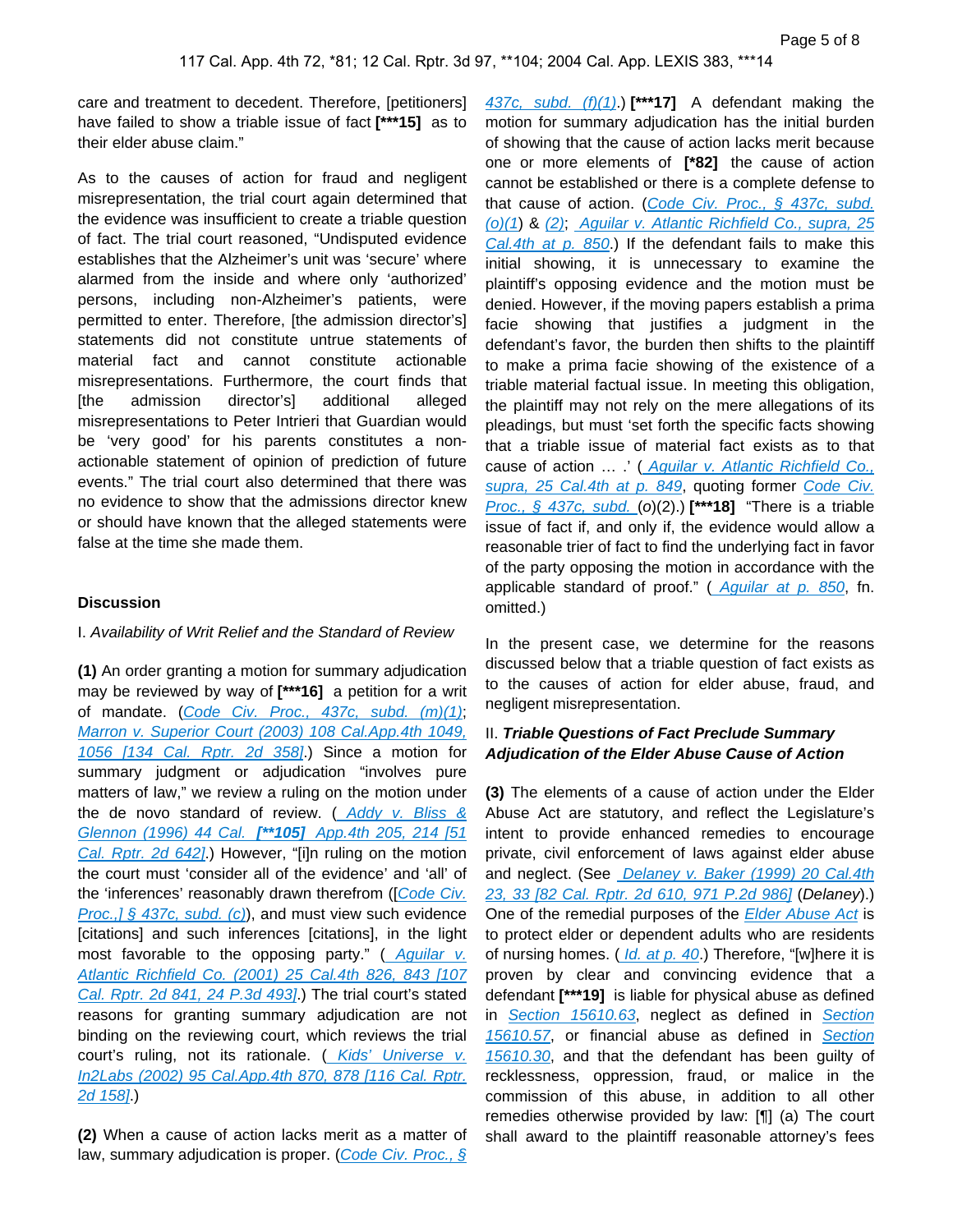care and treatment to decedent. Therefore, [petitioners] have failed to show a triable issue of fact **[***15]** as to their elder abuse claim."

As to the causes of action for fraud and negligent misrepresentation, the trial court again determined that the evidence was insufficient to create a triable question of fact. The trial court reasoned, "Undisputed evidence establishes that the Alzheimer's unit was 'secure' where alarmed from the inside and where only 'authorized' persons, including non-Alzheimer's patients, were permitted to enter. Therefore, [the admission director's] statements did not constitute untrue statements of material fact and cannot constitute actionable misrepresentations. Furthermore, the court finds that [the admission director's] additional alleged misrepresentations to Peter Intrieri that Guardian would be 'very good' for his parents constitutes a non-actionable statement of opinion of prediction of future events." The trial court also determined that there was no evidence to show that the admissions director knew or should have known that the alleged statements were false at the time she made them.

## Discussion

I. *Availability of Writ Relief and the Standard of Review*

**(1)** An order granting a motion for summary adjudication may be reviewed by way of **[***16]** a petition for a writ of mandate. (Code Civ. Proc., 437c, subd. (m)(1); Marron v. Superior Court (2003) 108 Cal.App.4th 1049, 1056 [134 Cal. Rptr. 2d 358].) Since a motion for summary judgment or adjudication "involves pure matters of law," we review a ruling on the motion under the de novo standard of review. ( Addy v. Bliss & Glennon (1996) 44 Cal. **[**105]** App.4th 205, 214 [51 Cal. Rptr. 2d 642].) However, "[i]n ruling on the motion the court must 'consider all of the evidence' and 'all' of the 'inferences' reasonably drawn therefrom ([Code Civ. Proc.,] § 437c, subd. (c)), and must view such evidence [citations] and such inferences [citations], in the light most favorable to the opposing party." ( Aguilar v. Atlantic Richfield Co. (2001) 25 Cal.4th 826, 843 [107 Cal. Rptr. 2d 841, 24 P.3d 493].) The trial court's stated reasons for granting summary adjudication are not binding on the reviewing court, which reviews the trial court's ruling, not its rationale. ( Kids' Universe v. In2Labs (2002) 95 Cal.App.4th 870, 878 [116 Cal. Rptr. 2d 158].)

**(2)** When a cause of action lacks merit as a matter of law, summary adjudication is proper. (Code Civ. Proc., § 437c, subd. (f)(1).) **[***17]** A defendant making the motion for summary adjudication has the initial burden of showing that the cause of action lacks merit because one or more elements of **[*82]** the cause of action cannot be established or there is a complete defense to that cause of action. (Code Civ. Proc., § 437c, subd. (o)(1) & (2); Aguilar v. Atlantic Richfield Co., supra, 25 Cal.4th at p. 850.) If the defendant fails to make this initial showing, it is unnecessary to examine the plaintiff's opposing evidence and the motion must be denied. However, if the moving papers establish a prima facie showing that justifies a judgment in the defendant's favor, the burden then shifts to the plaintiff to make a prima facie showing of the existence of a triable material factual issue. In meeting this obligation, the plaintiff may not rely on the mere allegations of its pleadings, but must 'set forth the specific facts showing that a triable issue of material fact exists as to that cause of action … .' ( Aguilar v. Atlantic Richfield Co., supra, 25 Cal.4th at p. 849, quoting former Code Civ. Proc., § 437c, subd. (o)(2).) **[***18]** "There is a triable issue of fact if, and only if, the evidence would allow a reasonable trier of fact to find the underlying fact in favor of the party opposing the motion in accordance with the applicable standard of proof." ( Aguilar at p. 850, fn. omitted.)

In the present case, we determine for the reasons discussed below that a triable question of fact exists as to the causes of action for elder abuse, fraud, and negligent misrepresentation.

II. ***Triable Questions of Fact Preclude Summary Adjudication of the Elder Abuse Cause of Action***

**(3)** The elements of a cause of action under the Elder Abuse Act are statutory, and reflect the Legislature's intent to provide enhanced remedies to encourage private, civil enforcement of laws against elder abuse and neglect. (See Delaney v. Baker (1999) 20 Cal.4th 23, 33 [82 Cal. Rptr. 2d 610, 971 P.2d 986] (*Delaney*).) One of the remedial purposes of the Elder Abuse Act is to protect elder or dependent adults who are residents of nursing homes. ( Id. at p. 40.) Therefore, "[w]here it is proven by clear and convincing evidence that a defendant **[***19]** is liable for physical abuse as defined in Section 15610.63, neglect as defined in Section 15610.57, or financial abuse as defined in Section 15610.30, and that the defendant has been guilty of recklessness, oppression, fraud, or malice in the commission of this abuse, in addition to all other remedies otherwise provided by law: [¶] (a) The court shall award to the plaintiff reasonable attorney's fees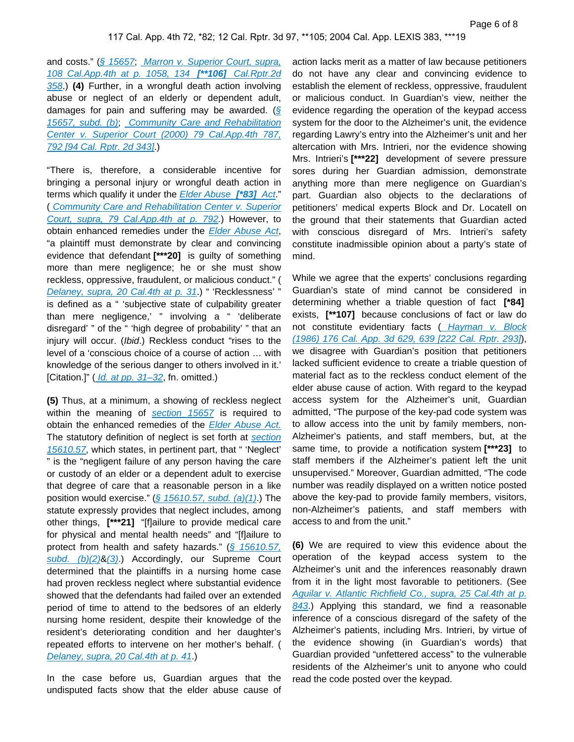and costs." (§ 15657; Marron v. Superior Court, supra, 108 Cal.App.4th at p. 1058, 134 **[**106]** Cal.Rptr.2d 358.) **(4)** Further, in a wrongful death action involving abuse or neglect of an elderly or dependent adult, damages for pain and suffering may be awarded. (§ 15657, subd. (b); Community Care and Rehabilitation Center v. Superior Court (2000) 79 Cal.App.4th 787, 792 [94 Cal. Rptr. 2d 343].)

"There is, therefore, a considerable incentive for bringing a personal injury or wrongful death action in terms which qualify it under the Elder Abuse **[*83]** Act." (Community Care and Rehabilitation Center v. Superior Court, supra, 79 Cal.App.4th at p. 792.) However, to obtain enhanced remedies under the Elder Abuse Act, "a plaintiff must demonstrate by clear and convincing evidence that defendant **[***20]** is guilty of something more than mere negligence; he or she must show reckless, oppressive, fraudulent, or malicious conduct." (Delaney, supra, 20 Cal.4th at p. 31.) " 'Recklessness' " is defined as a " 'subjective state of culpability greater than mere negligence,' " involving a " 'deliberate disregard' " of the " 'high degree of probability' " that an injury will occur. (*Ibid*.) Reckless conduct "rises to the level of a 'conscious choice of a course of action … with knowledge of the serious danger to others involved in it.' [Citation.]" (Id. at pp. 31–32, fn. omitted.)

**(5)** Thus, at a minimum, a showing of reckless neglect within the meaning of section 15657 is required to obtain the enhanced remedies of the Elder Abuse Act. The statutory definition of neglect is set forth at section 15610.57, which states, in pertinent part, that " 'Neglect' " is the "negligent failure of any person having the care or custody of an elder or a dependent adult to exercise that degree of care that a reasonable person in a like position would exercise." (§ 15610.57, subd. (a)(1).) The statute expressly provides that neglect includes, among other things, **[***21]** "[f]ailure to provide medical care for physical and mental health needs" and "[f]ailure to protect from health and safety hazards." (§ 15610.57, subd. (b)(2)&(3).) Accordingly, our Supreme Court determined that the plaintiffs in a nursing home case had proven reckless neglect where substantial evidence showed that the defendants had failed over an extended period of time to attend to the bedsores of an elderly nursing home resident, despite their knowledge of the resident's deteriorating condition and her daughter's repeated efforts to intervene on her mother's behalf. (Delaney, supra, 20 Cal.4th at p. 41.)

In the case before us, Guardian argues that the undisputed facts show that the elder abuse cause of action lacks merit as a matter of law because petitioners do not have any clear and convincing evidence to establish the element of reckless, oppressive, fraudulent or malicious conduct. In Guardian's view, neither the evidence regarding the operation of the keypad access system for the door to the Alzheimer's unit, the evidence regarding Lawry's entry into the Alzheimer's unit and her altercation with Mrs. Intrieri, nor the evidence showing Mrs. Intrieri's **[***22]** development of severe pressure sores during her Guardian admission, demonstrate anything more than mere negligence on Guardian's part. Guardian also objects to the declarations of petitioners' medical experts Block and Dr. Locatell on the ground that their statements that Guardian acted with conscious disregard of Mrs. Intrieri's safety constitute inadmissible opinion about a party's state of mind.

While we agree that the experts' conclusions regarding Guardian's state of mind cannot be considered in determining whether a triable question of fact **[*84]** exists, **[**107]** because conclusions of fact or law do not constitute evidentiary facts (Hayman v. Block (1986) 176 Cal. App. 3d 629, 639 [222 Cal. Rptr. 293]), we disagree with Guardian's position that petitioners lacked sufficient evidence to create a triable question of material fact as to the reckless conduct element of the elder abuse cause of action. With regard to the keypad access system for the Alzheimer's unit, Guardian admitted, "The purpose of the key-pad code system was to allow access into the unit by family members, non-Alzheimer's patients, and staff members, but, at the same time, to provide a notification system **[***23]** to staff members if the Alzheimer's patient left the unit unsupervised." Moreover, Guardian admitted, "The code number was readily displayed on a written notice posted above the key-pad to provide family members, visitors, non-Alzheimer's patients, and staff members with access to and from the unit."

**(6)** We are required to view this evidence about the operation of the keypad access system to the Alzheimer's unit and the inferences reasonably drawn from it in the light most favorable to petitioners. (See Aguilar v. Atlantic Richfield Co., supra, 25 Cal.4th at p. 843.) Applying this standard, we find a reasonable inference of a conscious disregard of the safety of the Alzheimer's patients, including Mrs. Intrieri, by virtue of the evidence showing (in Guardian's words) that Guardian provided "unfettered access" to the vulnerable residents of the Alzheimer's unit to anyone who could read the code posted over the keypad.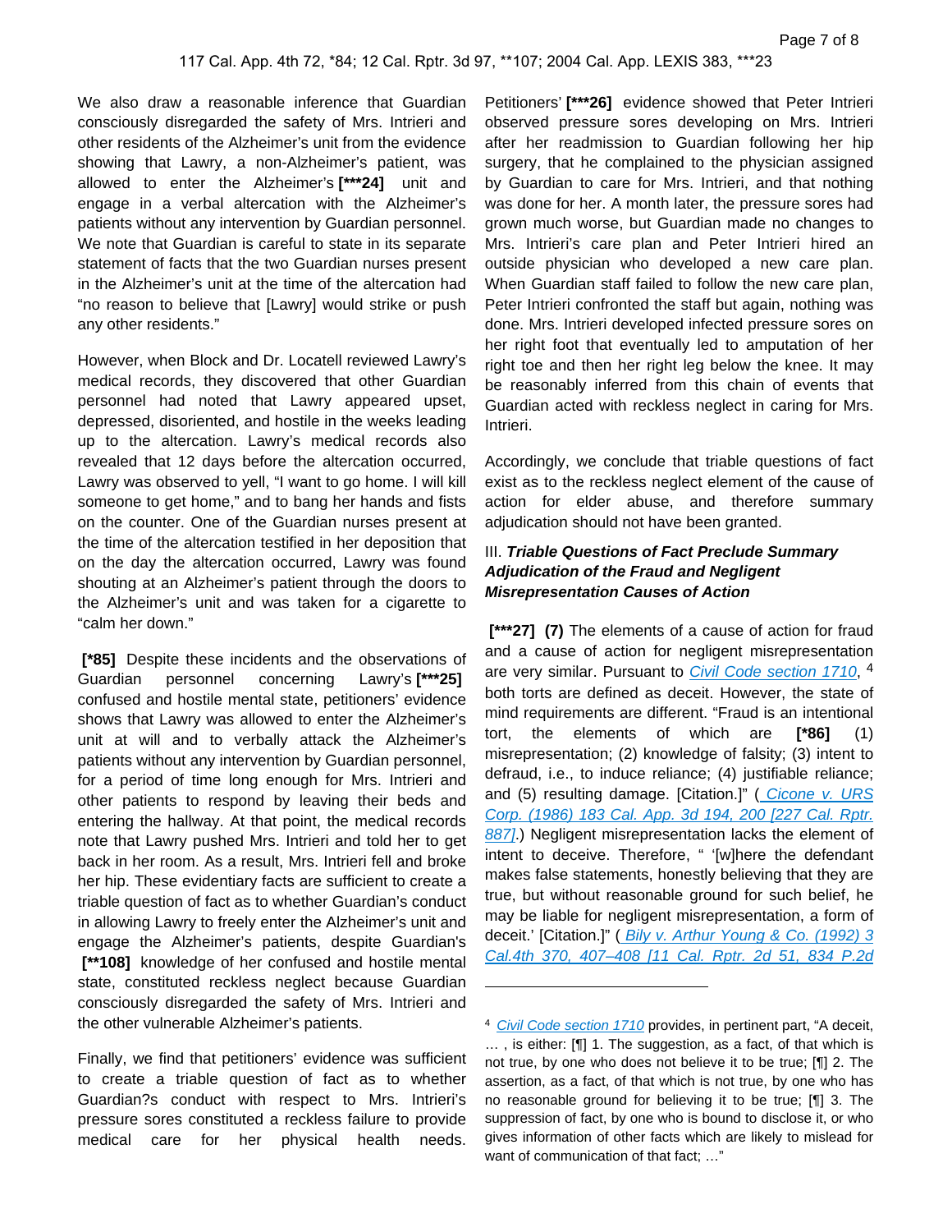We also draw a reasonable inference that Guardian consciously disregarded the safety of Mrs. Intrieri and other residents of the Alzheimer's unit from the evidence showing that Lawry, a non-Alzheimer's patient, was allowed to enter the Alzheimer's **[***24]** unit and engage in a verbal altercation with the Alzheimer's patients without any intervention by Guardian personnel. We note that Guardian is careful to state in its separate statement of facts that the two Guardian nurses present in the Alzheimer's unit at the time of the altercation had "no reason to believe that [Lawry] would strike or push any other residents."

However, when Block and Dr. Locatell reviewed Lawry's medical records, they discovered that other Guardian personnel had noted that Lawry appeared upset, depressed, disoriented, and hostile in the weeks leading up to the altercation. Lawry's medical records also revealed that 12 days before the altercation occurred, Lawry was observed to yell, "I want to go home. I will kill someone to get home," and to bang her hands and fists on the counter. One of the Guardian nurses present at the time of the altercation testified in her deposition that on the day the altercation occurred, Lawry was found shouting at an Alzheimer's patient through the doors to the Alzheimer's unit and was taken for a cigarette to "calm her down."

**[*85]** Despite these incidents and the observations of Guardian personnel concerning Lawry's **[***25]** confused and hostile mental state, petitioners' evidence shows that Lawry was allowed to enter the Alzheimer's unit at will and to verbally attack the Alzheimer's patients without any intervention by Guardian personnel, for a period of time long enough for Mrs. Intrieri and other patients to respond by leaving their beds and entering the hallway. At that point, the medical records note that Lawry pushed Mrs. Intrieri and told her to get back in her room. As a result, Mrs. Intrieri fell and broke her hip. These evidentiary facts are sufficient to create a triable question of fact as to whether Guardian's conduct in allowing Lawry to freely enter the Alzheimer's unit and engage the Alzheimer's patients, despite Guardian's **[**108]** knowledge of her confused and hostile mental state, constituted reckless neglect because Guardian consciously disregarded the safety of Mrs. Intrieri and the other vulnerable Alzheimer's patients.

Finally, we find that petitioners' evidence was sufficient to create a triable question of fact as to whether Guardian?s conduct with respect to Mrs. Intrieri's pressure sores constituted a reckless failure to provide medical care for her physical health needs. Petitioners' **[***26]** evidence showed that Peter Intrieri observed pressure sores developing on Mrs. Intrieri after her readmission to Guardian following her hip surgery, that he complained to the physician assigned by Guardian to care for Mrs. Intrieri, and that nothing was done for her. A month later, the pressure sores had grown much worse, but Guardian made no changes to Mrs. Intrieri's care plan and Peter Intrieri hired an outside physician who developed a new care plan. When Guardian staff failed to follow the new care plan, Peter Intrieri confronted the staff but again, nothing was done. Mrs. Intrieri developed infected pressure sores on her right foot that eventually led to amputation of her right toe and then her right leg below the knee. It may be reasonably inferred from this chain of events that Guardian acted with reckless neglect in caring for Mrs. Intrieri.

Accordingly, we conclude that triable questions of fact exist as to the reckless neglect element of the cause of action for elder abuse, and therefore summary adjudication should not have been granted.

### III. ***Triable Questions of Fact Preclude Summary Adjudication of the Fraud and Negligent Misrepresentation Causes of Action***

**[***27]** **(7)** The elements of a cause of action for fraud and a cause of action for negligent misrepresentation are very similar. Pursuant to *Civil Code section 1710*,[4] both torts are defined as deceit. However, the state of mind requirements are different. "Fraud is an intentional tort, the elements of which are **[*86]** (1) misrepresentation; (2) knowledge of falsity; (3) intent to defraud, i.e., to induce reliance; (4) justifiable reliance; and (5) resulting damage. [Citation.]" (*Cicone v. URS Corp. (1986) 183 Cal. App. 3d 194, 200 [227 Cal. Rptr. 887]*.) Negligent misrepresentation lacks the element of intent to deceive. Therefore, " '[w]here the defendant makes false statements, honestly believing that they are true, but without reasonable ground for such belief, he may be liable for negligent misrepresentation, a form of deceit.' [Citation.]" (*Bily v. Arthur Young & Co. (1992) 3 Cal.4th 370, 407–408 [11 Cal. Rptr. 2d 51, 834 P.2d*

---

[4] *Civil Code section 1710* provides, in pertinent part, "A deceit, … , is either: [¶] 1. The suggestion, as a fact, of that which is not true, by one who does not believe it to be true; [¶] 2. The assertion, as a fact, of that which is not true, by one who has no reasonable ground for believing it to be true; [¶] 3. The suppression of fact, by one who is bound to disclose it, or who gives information of other facts which are likely to mislead for want of communication of that fact; …"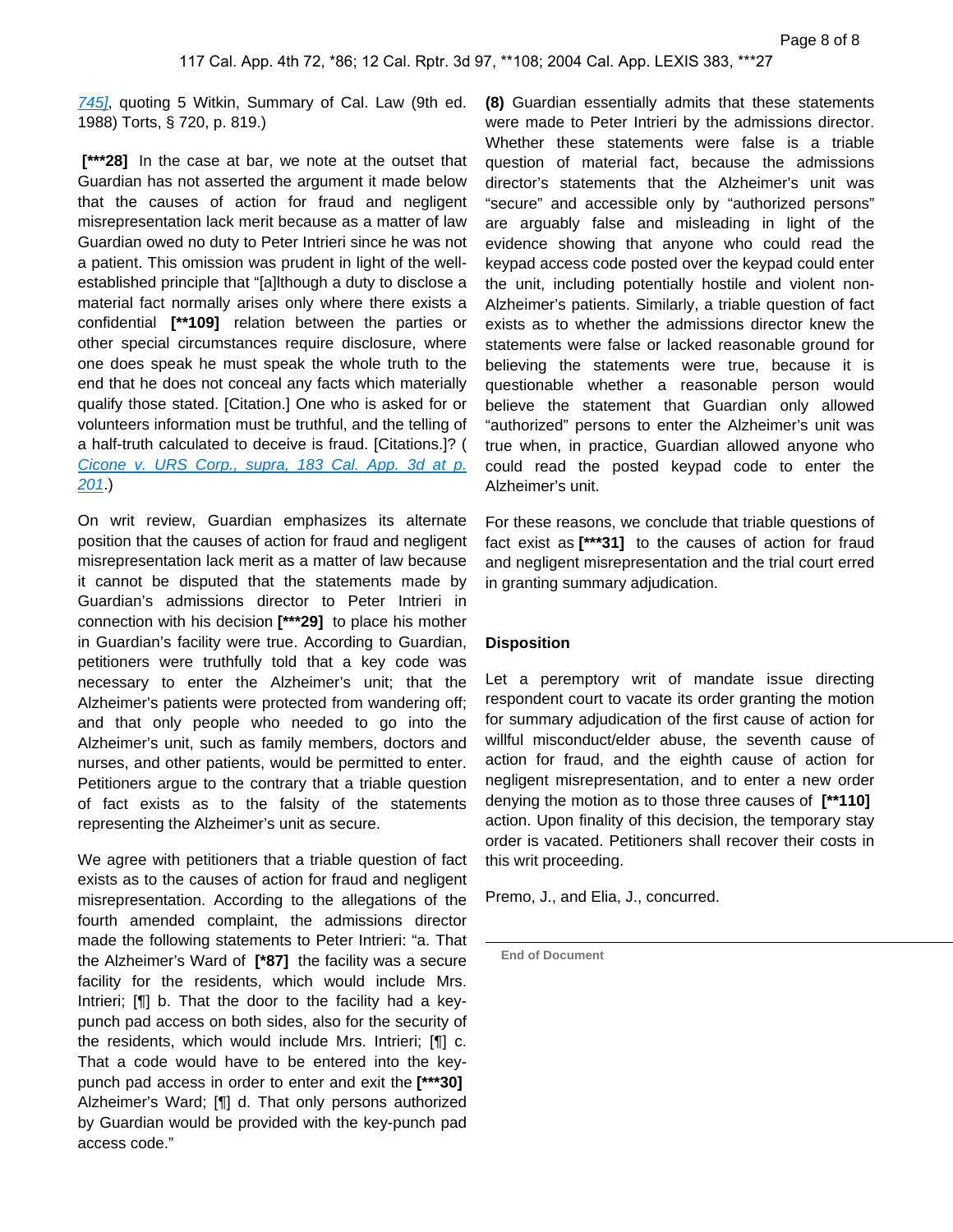745], quoting 5 Witkin, Summary of Cal. Law (9th ed. 1988) Torts, § 720, p. 819.)

**[***28]** In the case at bar, we note at the outset that Guardian has not asserted the argument it made below that the causes of action for fraud and negligent misrepresentation lack merit because as a matter of law Guardian owed no duty to Peter Intrieri since he was not a patient. This omission was prudent in light of the well-established principle that "[a]lthough a duty to disclose a material fact normally arises only where there exists a confidential **[**109]** relation between the parties or other special circumstances require disclosure, where one does speak he must speak the whole truth to the end that he does not conceal any facts which materially qualify those stated. [Citation.] One who is asked for or volunteers information must be truthful, and the telling of a half-truth calculated to deceive is fraud. [Citations.]? ( Cicone v. URS Corp., supra, 183 Cal. App. 3d at p. 201.)

On writ review, Guardian emphasizes its alternate position that the causes of action for fraud and negligent misrepresentation lack merit as a matter of law because it cannot be disputed that the statements made by Guardian's admissions director to Peter Intrieri in connection with his decision **[***29]** to place his mother in Guardian's facility were true. According to Guardian, petitioners were truthfully told that a key code was necessary to enter the Alzheimer's unit; that the Alzheimer's patients were protected from wandering off; and that only people who needed to go into the Alzheimer's unit, such as family members, doctors and nurses, and other patients, would be permitted to enter. Petitioners argue to the contrary that a triable question of fact exists as to the falsity of the statements representing the Alzheimer's unit as secure.

We agree with petitioners that a triable question of fact exists as to the causes of action for fraud and negligent misrepresentation. According to the allegations of the fourth amended complaint, the admissions director made the following statements to Peter Intrieri: "a. That the Alzheimer's Ward of **[*87]** the facility was a secure facility for the residents, which would include Mrs. Intrieri; [¶] b. That the door to the facility had a key-punch pad access on both sides, also for the security of the residents, which would include Mrs. Intrieri; [¶] c. That a code would have to be entered into the key-punch pad access in order to enter and exit the **[***30]** Alzheimer's Ward; [¶] d. That only persons authorized by Guardian would be provided with the key-punch pad access code."

**(8)** Guardian essentially admits that these statements were made to Peter Intrieri by the admissions director. Whether these statements were false is a triable question of material fact, because the admissions director's statements that the Alzheimer's unit was "secure" and accessible only by "authorized persons" are arguably false and misleading in light of the evidence showing that anyone who could read the keypad access code posted over the keypad could enter the unit, including potentially hostile and violent non-Alzheimer's patients. Similarly, a triable question of fact exists as to whether the admissions director knew the statements were false or lacked reasonable ground for believing the statements were true, because it is questionable whether a reasonable person would believe the statement that Guardian only allowed "authorized" persons to enter the Alzheimer's unit was true when, in practice, Guardian allowed anyone who could read the posted keypad code to enter the Alzheimer's unit.

For these reasons, we conclude that triable questions of fact exist as **[***31]** to the causes of action for fraud and negligent misrepresentation and the trial court erred in granting summary adjudication.

## Disposition

Let a peremptory writ of mandate issue directing respondent court to vacate its order granting the motion for summary adjudication of the first cause of action for willful misconduct/elder abuse, the seventh cause of action for fraud, and the eighth cause of action for negligent misrepresentation, and to enter a new order denying the motion as to those three causes of **[**110]** action. Upon finality of this decision, the temporary stay order is vacated. Petitioners shall recover their costs in this writ proceeding.

Premo, J., and Elia, J., concurred.

---

End of Document